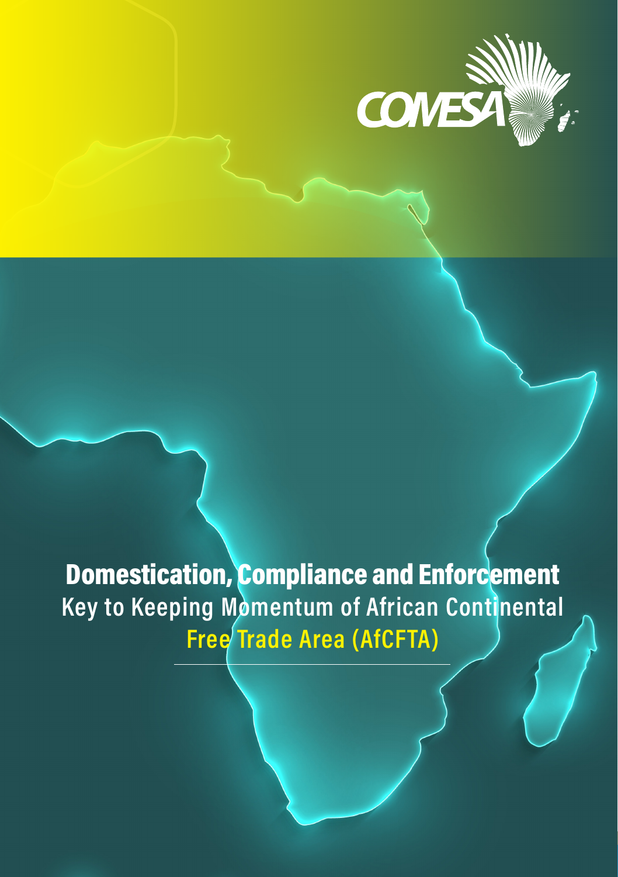COMESA

# Domestication, Compliance and Enforcement

## Key to Keeping Momentum of African Continental Free Trade Area (AfCFTA)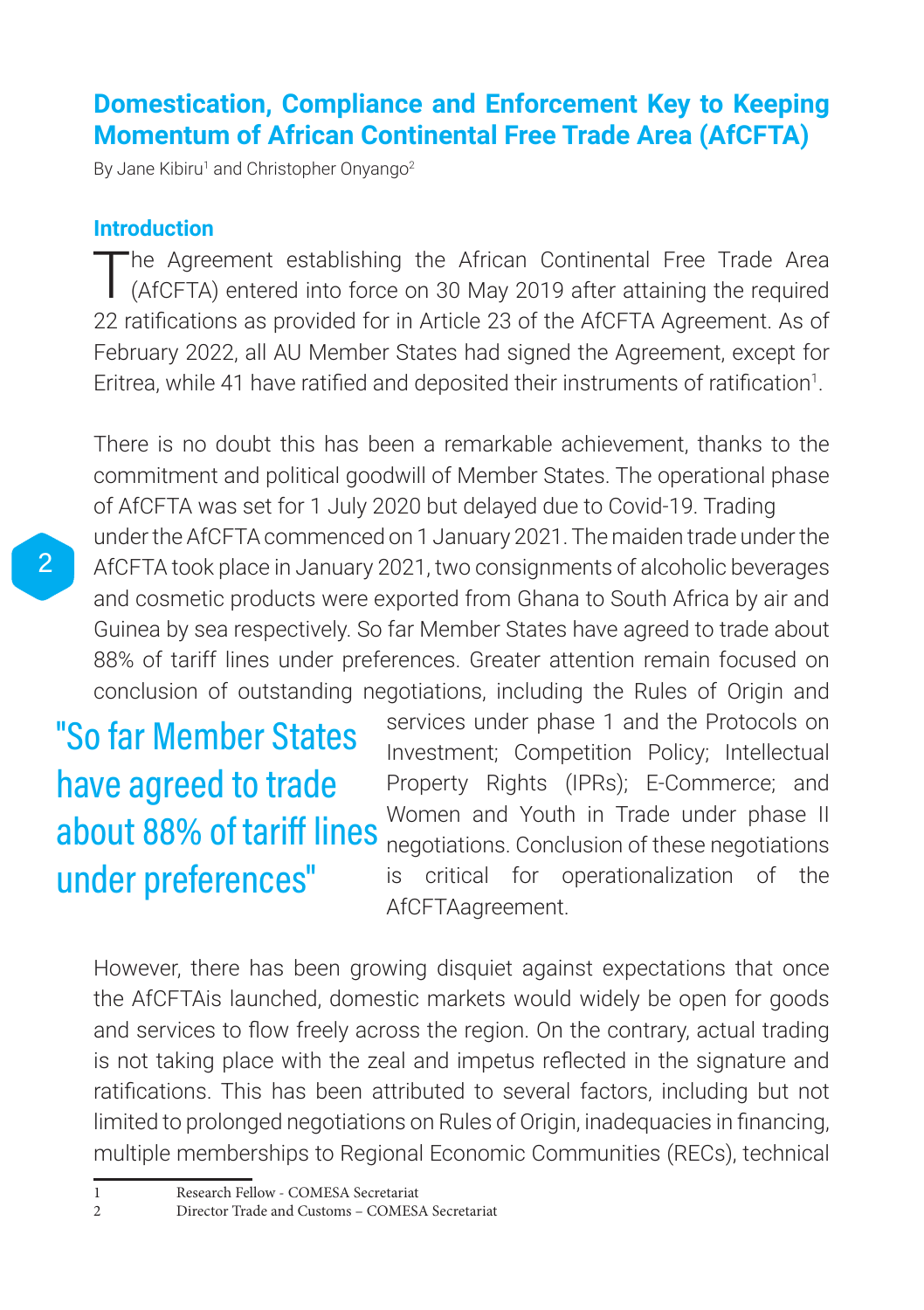## Domestication, Compliance and Enforcement Key to Keeping Momentum of African Continental Free Trade Area (AfCFTA)

By Jane Kibiru[1] and Christopher Onyango[2]

### Introduction

The Agreement establishing the African Continental Free Trade Area (AfCFTA) entered into force on 30 May 2019 after attaining the required 22 ratifications as provided for in Article 23 of the AfCFTA Agreement. As of February 2022, all AU Member States had signed the Agreement, except for Eritrea, while 41 have ratified and deposited their instruments of ratification[1].

There is no doubt this has been a remarkable achievement, thanks to the commitment and political goodwill of Member States. The operational phase of AfCFTA was set for 1 July 2020 but delayed due to Covid-19. Trading under the AfCFTA commenced on 1 January 2021. The maiden trade under the AfCFTA took place in January 2021, two consignments of alcoholic beverages and cosmetic products were exported from Ghana to South Africa by air and Guinea by sea respectively. So far Member States have agreed to trade about 88% of tariff lines under preferences. Greater attention remain focused on conclusion of outstanding negotiations, including the Rules of Origin and services under phase 1 and the Protocols on Investment; Competition Policy; Intellectual Property Rights (IPRs); E-Commerce; and Women and Youth in Trade under phase II negotiations. Conclusion of these negotiations is critical for operationalization of the AfCFTAagreement.

> "So far Member States have agreed to trade about 88% of tariff lines under preferences"

However, there has been growing disquiet against expectations that once the AfCFTAis launched, domestic markets would widely be open for goods and services to flow freely across the region. On the contrary, actual trading is not taking place with the zeal and impetus reflected in the signature and ratifications. This has been attributed to several factors, including but not limited to prolonged negotiations on Rules of Origin, inadequacies in financing, multiple memberships to Regional Economic Communities (RECs), technical

---

1 Research Fellow - COMESA Secretariat

2 Director Trade and Customs – COMESA Secretariat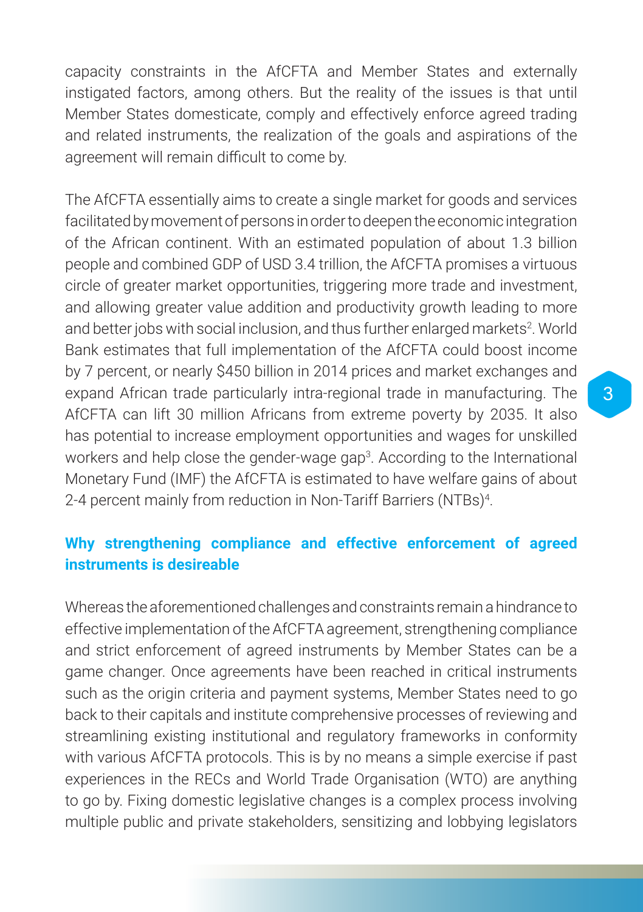capacity constraints in the AfCFTA and Member States and externally instigated factors, among others. But the reality of the issues is that until Member States domesticate, comply and effectively enforce agreed trading and related instruments, the realization of the goals and aspirations of the agreement will remain difficult to come by.

The AfCFTA essentially aims to create a single market for goods and services facilitated by movement of persons in order to deepen the economic integration of the African continent. With an estimated population of about 1.3 billion people and combined GDP of USD 3.4 trillion, the AfCFTA promises a virtuous circle of greater market opportunities, triggering more trade and investment, and allowing greater value addition and productivity growth leading to more and better jobs with social inclusion, and thus further enlarged markets[2]. World Bank estimates that full implementation of the AfCFTA could boost income by 7 percent, or nearly $450 billion in 2014 prices and market exchanges and expand African trade particularly intra-regional trade in manufacturing. The AfCFTA can lift 30 million Africans from extreme poverty by 2035. It also has potential to increase employment opportunities and wages for unskilled workers and help close the gender-wage gap[3]. According to the International Monetary Fund (IMF) the AfCFTA is estimated to have welfare gains of about 2-4 percent mainly from reduction in Non-Tariff Barriers (NTBs)[4].

## Why strengthening compliance and effective enforcement of agreed instruments is desireable

Whereas the aforementioned challenges and constraints remain a hindrance to effective implementation of the AfCFTA agreement, strengthening compliance and strict enforcement of agreed instruments by Member States can be a game changer. Once agreements have been reached in critical instruments such as the origin criteria and payment systems, Member States need to go back to their capitals and institute comprehensive processes of reviewing and streamlining existing institutional and regulatory frameworks in conformity with various AfCFTA protocols. This is by no means a simple exercise if past experiences in the RECs and World Trade Organisation (WTO) are anything to go by. Fixing domestic legislative changes is a complex process involving multiple public and private stakeholders, sensitizing and lobbying legislators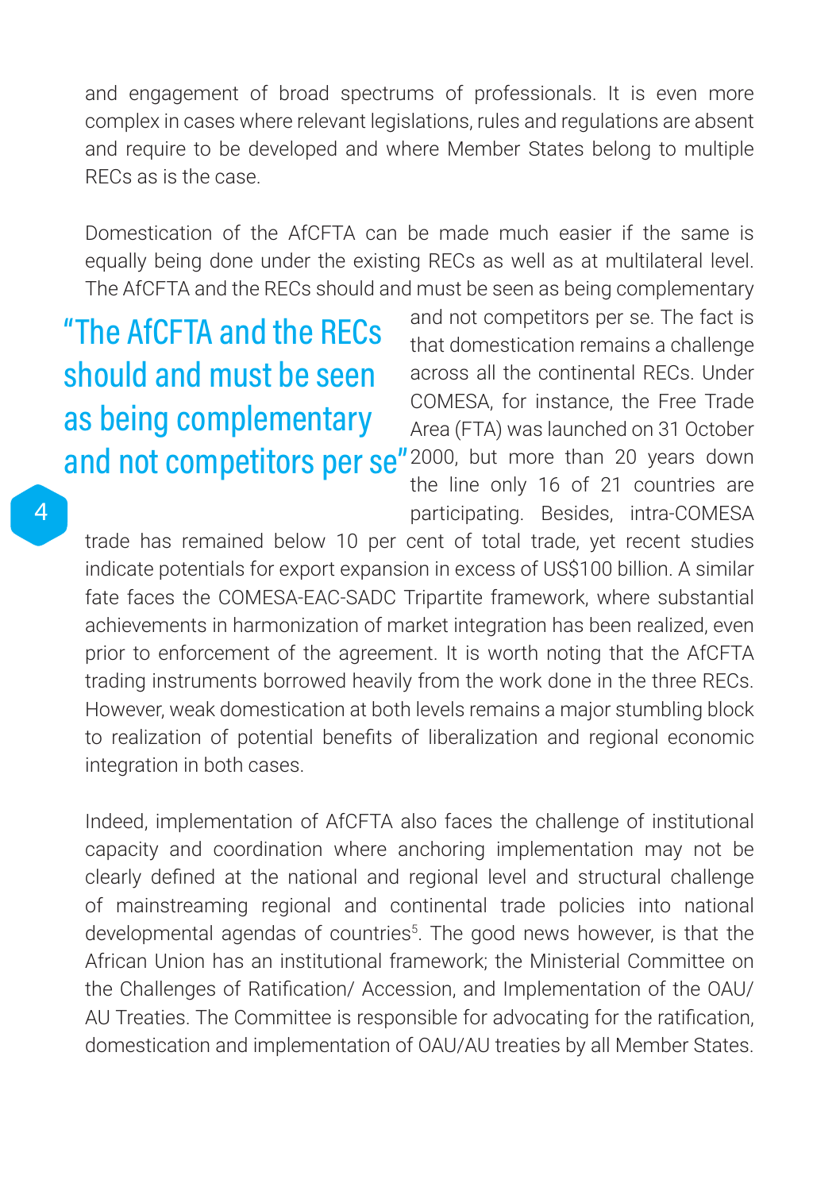and engagement of broad spectrums of professionals. It is even more complex in cases where relevant legislations, rules and regulations are absent and require to be developed and where Member States belong to multiple RECs as is the case.

Domestication of the AfCFTA can be made much easier if the same is equally being done under the existing RECs as well as at multilateral level. The AfCFTA and the RECs should and must be seen as being complementary and not competitors per se. The fact is that domestication remains a challenge across all the continental RECs. Under COMESA, for instance, the Free Trade Area (FTA) was launched on 31 October 2000, but more than 20 years down the line only 16 of 21 countries are participating. Besides, intra-COMESA trade has remained below 10 per cent of total trade, yet recent studies indicate potentials for export expansion in excess of US$100 billion. A similar fate faces the COMESA-EAC-SADC Tripartite framework, where substantial achievements in harmonization of market integration has been realized, even prior to enforcement of the agreement. It is worth noting that the AfCFTA trading instruments borrowed heavily from the work done in the three RECs. However, weak domestication at both levels remains a major stumbling block to realization of potential benefits of liberalization and regional economic integration in both cases.

> "The AfCFTA and the RECs should and must be seen as being complementary and not competitors per se"

Indeed, implementation of AfCFTA also faces the challenge of institutional capacity and coordination where anchoring implementation may not be clearly defined at the national and regional level and structural challenge of mainstreaming regional and continental trade policies into national developmental agendas of countries[5]. The good news however, is that the African Union has an institutional framework; the Ministerial Committee on the Challenges of Ratification/ Accession, and Implementation of the OAU/ AU Treaties. The Committee is responsible for advocating for the ratification, domestication and implementation of OAU/AU treaties by all Member States.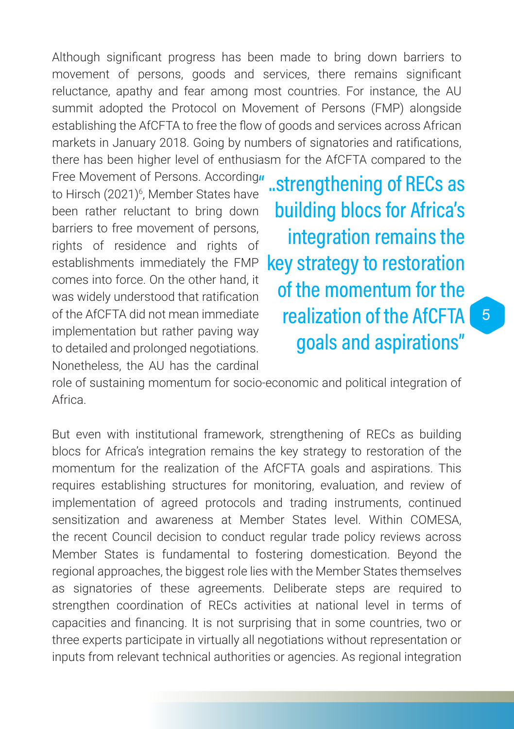Although significant progress has been made to bring down barriers to movement of persons, goods and services, there remains significant reluctance, apathy and fear among most countries. For instance, the AU summit adopted the Protocol on Movement of Persons (FMP) alongside establishing the AfCFTA to free the flow of goods and services across African markets in January 2018. Going by numbers of signatories and ratifications, there has been higher level of enthusiasm for the AfCFTA compared to the Free Movement of Persons. According to Hirsch (2021)[6], Member States have been rather reluctant to bring down barriers to free movement of persons, rights of residence and rights of establishments immediately the FMP comes into force. On the other hand, it was widely understood that ratification of the AfCFTA did not mean immediate implementation but rather paving way to detailed and prolonged negotiations. Nonetheless, the AU has the cardinal role of sustaining momentum for socio-economic and political integration of Africa.

> "..strengthening of RECs as building blocs for Africa's integration remains the key strategy to restoration of the momentum for the realization of the AfCFTA goals and aspirations"

But even with institutional framework, strengthening of RECs as building blocs for Africa's integration remains the key strategy to restoration of the momentum for the realization of the AfCFTA goals and aspirations. This requires establishing structures for monitoring, evaluation, and review of implementation of agreed protocols and trading instruments, continued sensitization and awareness at Member States level. Within COMESA, the recent Council decision to conduct regular trade policy reviews across Member States is fundamental to fostering domestication. Beyond the regional approaches, the biggest role lies with the Member States themselves as signatories of these agreements. Deliberate steps are required to strengthen coordination of RECs activities at national level in terms of capacities and financing. It is not surprising that in some countries, two or three experts participate in virtually all negotiations without representation or inputs from relevant technical authorities or agencies. As regional integration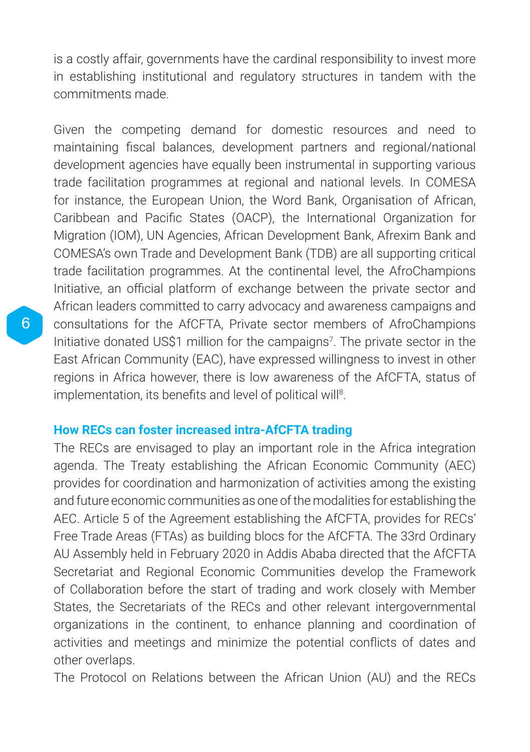is a costly affair, governments have the cardinal responsibility to invest more in establishing institutional and regulatory structures in tandem with the commitments made.

Given the competing demand for domestic resources and need to maintaining fiscal balances, development partners and regional/national development agencies have equally been instrumental in supporting various trade facilitation programmes at regional and national levels. In COMESA for instance, the European Union, the Word Bank, Organisation of African, Caribbean and Pacific States (OACP), the International Organization for Migration (IOM), UN Agencies, African Development Bank, Afrexim Bank and COMESA's own Trade and Development Bank (TDB) are all supporting critical trade facilitation programmes. At the continental level, the AfroChampions Initiative, an official platform of exchange between the private sector and African leaders committed to carry advocacy and awareness campaigns and consultations for the AfCFTA, Private sector members of AfroChampions Initiative donated US$1 million for the campaigns[7]. The private sector in the East African Community (EAC), have expressed willingness to invest in other regions in Africa however, there is low awareness of the AfCFTA, status of implementation, its benefits and level of political will[8].

## How RECs can foster increased intra-AfCFTA trading

The RECs are envisaged to play an important role in the Africa integration agenda. The Treaty establishing the African Economic Community (AEC) provides for coordination and harmonization of activities among the existing and future economic communities as one of the modalities for establishing the AEC. Article 5 of the Agreement establishing the AfCFTA, provides for RECs' Free Trade Areas (FTAs) as building blocs for the AfCFTA. The 33rd Ordinary AU Assembly held in February 2020 in Addis Ababa directed that the AfCFTA Secretariat and Regional Economic Communities develop the Framework of Collaboration before the start of trading and work closely with Member States, the Secretariats of the RECs and other relevant intergovernmental organizations in the continent, to enhance planning and coordination of activities and meetings and minimize the potential conflicts of dates and other overlaps.

The Protocol on Relations between the African Union (AU) and the RECs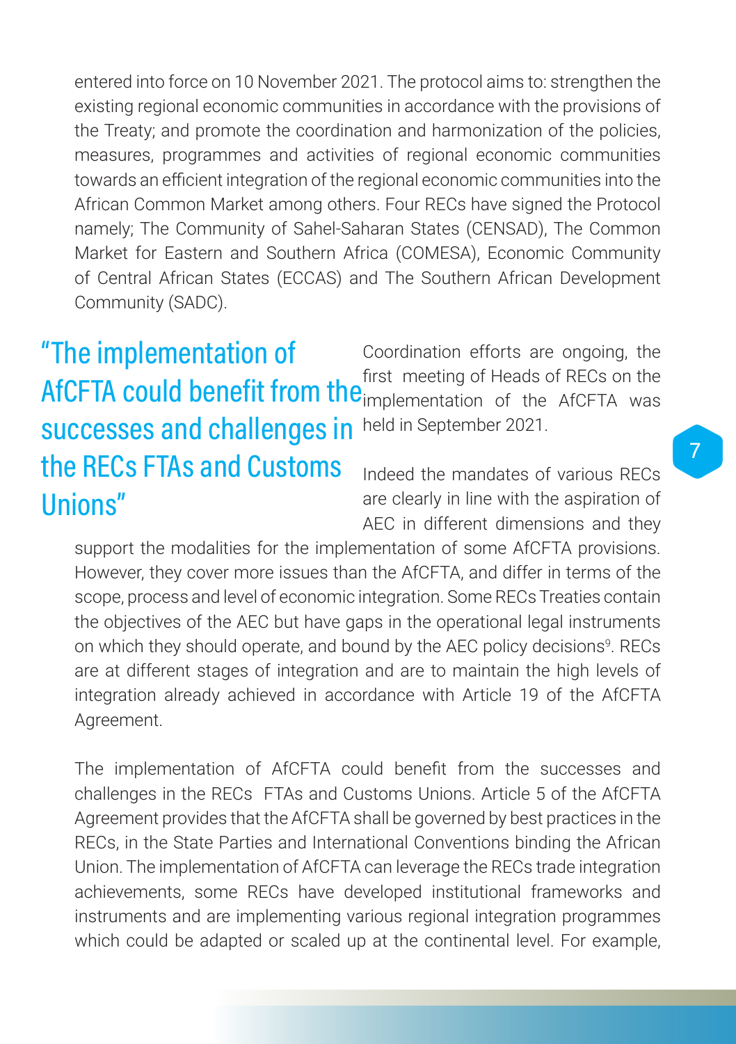entered into force on 10 November 2021. The protocol aims to: strengthen the existing regional economic communities in accordance with the provisions of the Treaty; and promote the coordination and harmonization of the policies, measures, programmes and activities of regional economic communities towards an efficient integration of the regional economic communities into the African Common Market among others. Four RECs have signed the Protocol namely; The Community of Sahel-Saharan States (CENSAD), The Common Market for Eastern and Southern Africa (COMESA), Economic Community of Central African States (ECCAS) and The Southern African Development Community (SADC).

> "The implementation of AfCFTA could benefit from the successes and challenges in the RECs FTAs and Customs Unions"

Coordination efforts are ongoing, the first meeting of Heads of RECs on the implementation of the AfCFTA was held in September 2021.

Indeed the mandates of various RECs are clearly in line with the aspiration of AEC in different dimensions and they support the modalities for the implementation of some AfCFTA provisions. However, they cover more issues than the AfCFTA, and differ in terms of the scope, process and level of economic integration. Some RECs Treaties contain the objectives of the AEC but have gaps in the operational legal instruments on which they should operate, and bound by the AEC policy decisions[9]. RECs are at different stages of integration and are to maintain the high levels of integration already achieved in accordance with Article 19 of the AfCFTA Agreement.

The implementation of AfCFTA could benefit from the successes and challenges in the RECs FTAs and Customs Unions. Article 5 of the AfCFTA Agreement provides that the AfCFTA shall be governed by best practices in the RECs, in the State Parties and International Conventions binding the African Union. The implementation of AfCFTA can leverage the RECs trade integration achievements, some RECs have developed institutional frameworks and instruments and are implementing various regional integration programmes which could be adapted or scaled up at the continental level. For example,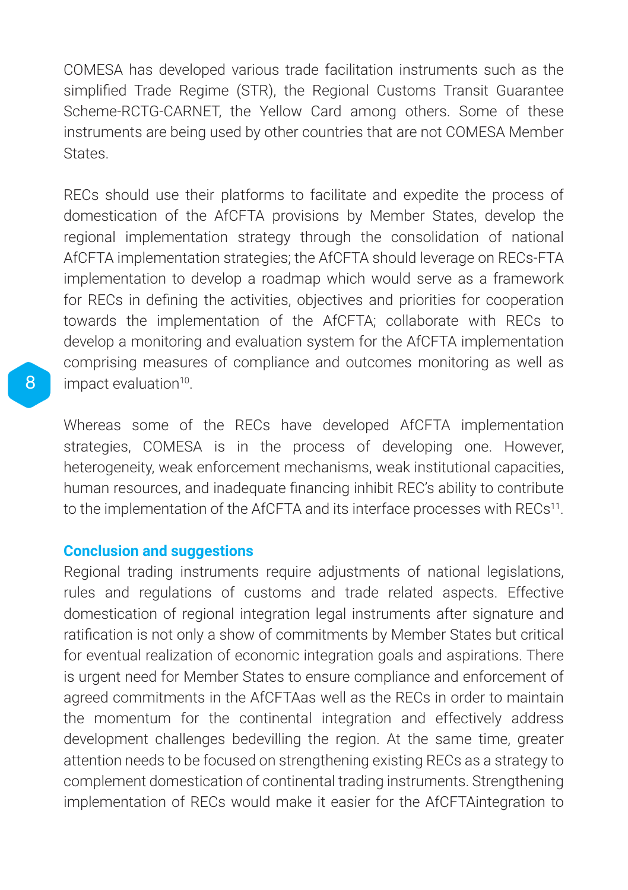COMESA has developed various trade facilitation instruments such as the simplified Trade Regime (STR), the Regional Customs Transit Guarantee Scheme-RCTG-CARNET, the Yellow Card among others. Some of these instruments are being used by other countries that are not COMESA Member States.

RECs should use their platforms to facilitate and expedite the process of domestication of the AfCFTA provisions by Member States, develop the regional implementation strategy through the consolidation of national AfCFTA implementation strategies; the AfCFTA should leverage on RECs-FTA implementation to develop a roadmap which would serve as a framework for RECs in defining the activities, objectives and priorities for cooperation towards the implementation of the AfCFTA; collaborate with RECs to develop a monitoring and evaluation system for the AfCFTA implementation comprising measures of compliance and outcomes monitoring as well as impact evaluation[10].

Whereas some of the RECs have developed AfCFTA implementation strategies, COMESA is in the process of developing one. However, heterogeneity, weak enforcement mechanisms, weak institutional capacities, human resources, and inadequate financing inhibit REC's ability to contribute to the implementation of the AfCFTA and its interface processes with RECs[11].

### Conclusion and suggestions

Regional trading instruments require adjustments of national legislations, rules and regulations of customs and trade related aspects. Effective domestication of regional integration legal instruments after signature and ratification is not only a show of commitments by Member States but critical for eventual realization of economic integration goals and aspirations. There is urgent need for Member States to ensure compliance and enforcement of agreed commitments in the AfCFTAas well as the RECs in order to maintain the momentum for the continental integration and effectively address development challenges bedevilling the region. At the same time, greater attention needs to be focused on strengthening existing RECs as a strategy to complement domestication of continental trading instruments. Strengthening implementation of RECs would make it easier for the AfCFTAintegration to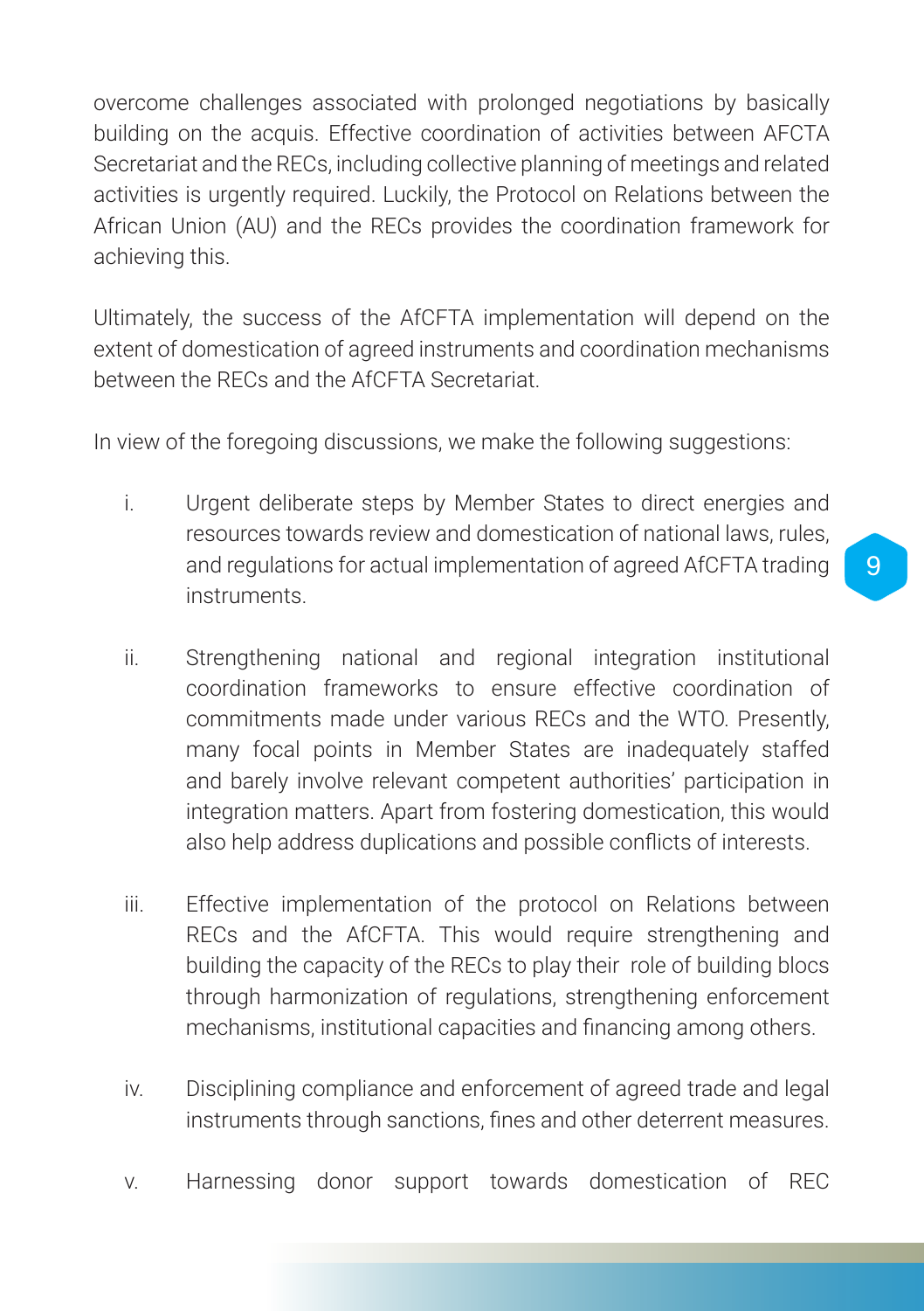overcome challenges associated with prolonged negotiations by basically building on the acquis. Effective coordination of activities between AFCTA Secretariat and the RECs, including collective planning of meetings and related activities is urgently required. Luckily, the Protocol on Relations between the African Union (AU) and the RECs provides the coordination framework for achieving this.

Ultimately, the success of the AfCFTA implementation will depend on the extent of domestication of agreed instruments and coordination mechanisms between the RECs and the AfCFTA Secretariat.

In view of the foregoing discussions, we make the following suggestions:

i. Urgent deliberate steps by Member States to direct energies and resources towards review and domestication of national laws, rules, and regulations for actual implementation of agreed AfCFTA trading instruments.

ii. Strengthening national and regional integration institutional coordination frameworks to ensure effective coordination of commitments made under various RECs and the WTO. Presently, many focal points in Member States are inadequately staffed and barely involve relevant competent authorities' participation in integration matters. Apart from fostering domestication, this would also help address duplications and possible conflicts of interests.

iii. Effective implementation of the protocol on Relations between RECs and the AfCFTA. This would require strengthening and building the capacity of the RECs to play their role of building blocs through harmonization of regulations, strengthening enforcement mechanisms, institutional capacities and financing among others.

iv. Disciplining compliance and enforcement of agreed trade and legal instruments through sanctions, fines and other deterrent measures.

v. Harnessing donor support towards domestication of REC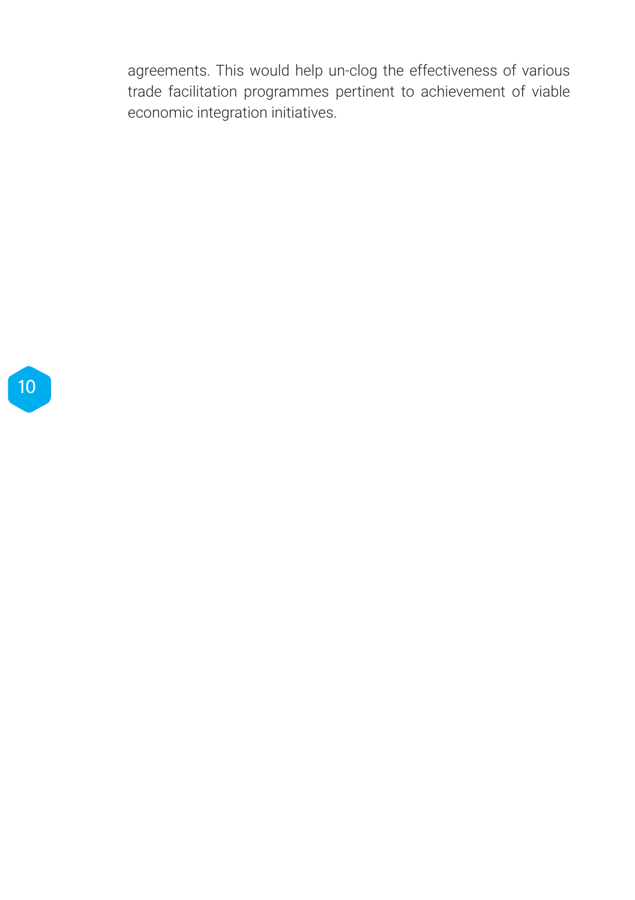agreements. This would help un-clog the effectiveness of various trade facilitation programmes pertinent to achievement of viable economic integration initiatives.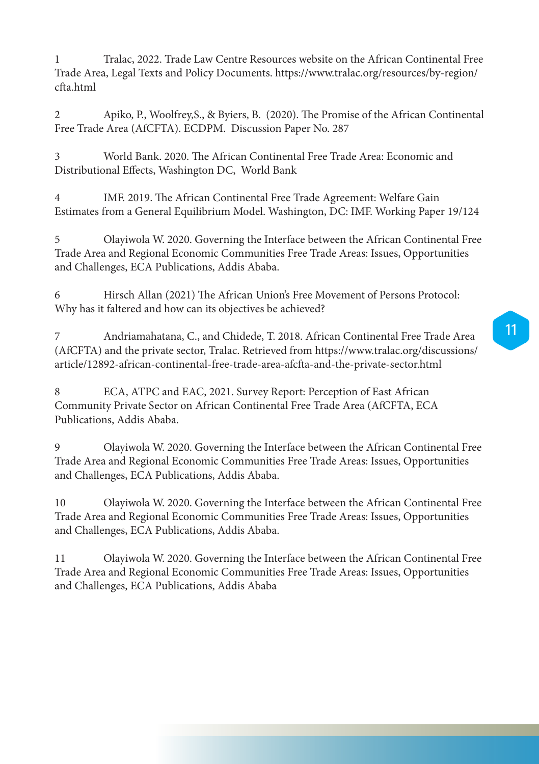1 Tralac, 2022. Trade Law Centre Resources website on the African Continental Free Trade Area, Legal Texts and Policy Documents. https://www.tralac.org/resources/by-region/cfta.html

2 Apiko, P., Woolfrey,S., & Byiers, B. (2020). The Promise of the African Continental Free Trade Area (AfCFTA). ECDPM. Discussion Paper No. 287

3 World Bank. 2020. The African Continental Free Trade Area: Economic and Distributional Effects, Washington DC, World Bank

4 IMF. 2019. The African Continental Free Trade Agreement: Welfare Gain Estimates from a General Equilibrium Model. Washington, DC: IMF. Working Paper 19/124

5 Olayiwola W. 2020. Governing the Interface between the African Continental Free Trade Area and Regional Economic Communities Free Trade Areas: Issues, Opportunities and Challenges, ECA Publications, Addis Ababa.

6 Hirsch Allan (2021) The African Union's Free Movement of Persons Protocol: Why has it faltered and how can its objectives be achieved?

7 Andriamahatana, C., and Chidede, T. 2018. African Continental Free Trade Area (AfCFTA) and the private sector, Tralac. Retrieved from https://www.tralac.org/discussions/article/12892-african-continental-free-trade-area-afcfta-and-the-private-sector.html

8 ECA, ATPC and EAC, 2021. Survey Report: Perception of East African Community Private Sector on African Continental Free Trade Area (AfCFTA, ECA Publications, Addis Ababa.

9 Olayiwola W. 2020. Governing the Interface between the African Continental Free Trade Area and Regional Economic Communities Free Trade Areas: Issues, Opportunities and Challenges, ECA Publications, Addis Ababa.

10 Olayiwola W. 2020. Governing the Interface between the African Continental Free Trade Area and Regional Economic Communities Free Trade Areas: Issues, Opportunities and Challenges, ECA Publications, Addis Ababa.

11 Olayiwola W. 2020. Governing the Interface between the African Continental Free Trade Area and Regional Economic Communities Free Trade Areas: Issues, Opportunities and Challenges, ECA Publications, Addis Ababa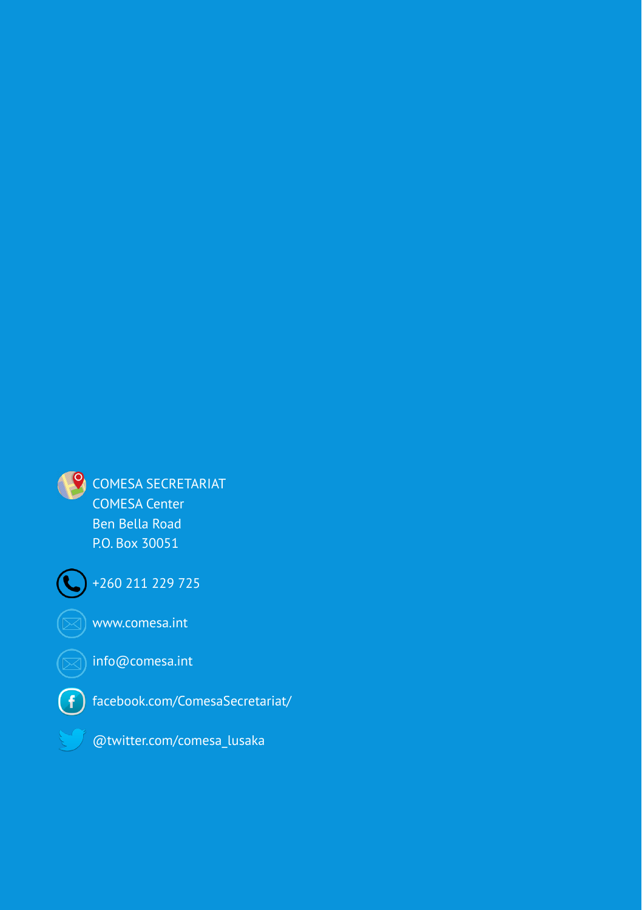COMESA SECRETARIAT
COMESA Center
Ben Bella Road
P.O. Box 30051

+260 211 229 725

www.comesa.int

info@comesa.int

facebook.com/ComesaSecretariat/

@twitter.com/comesa_lusaka